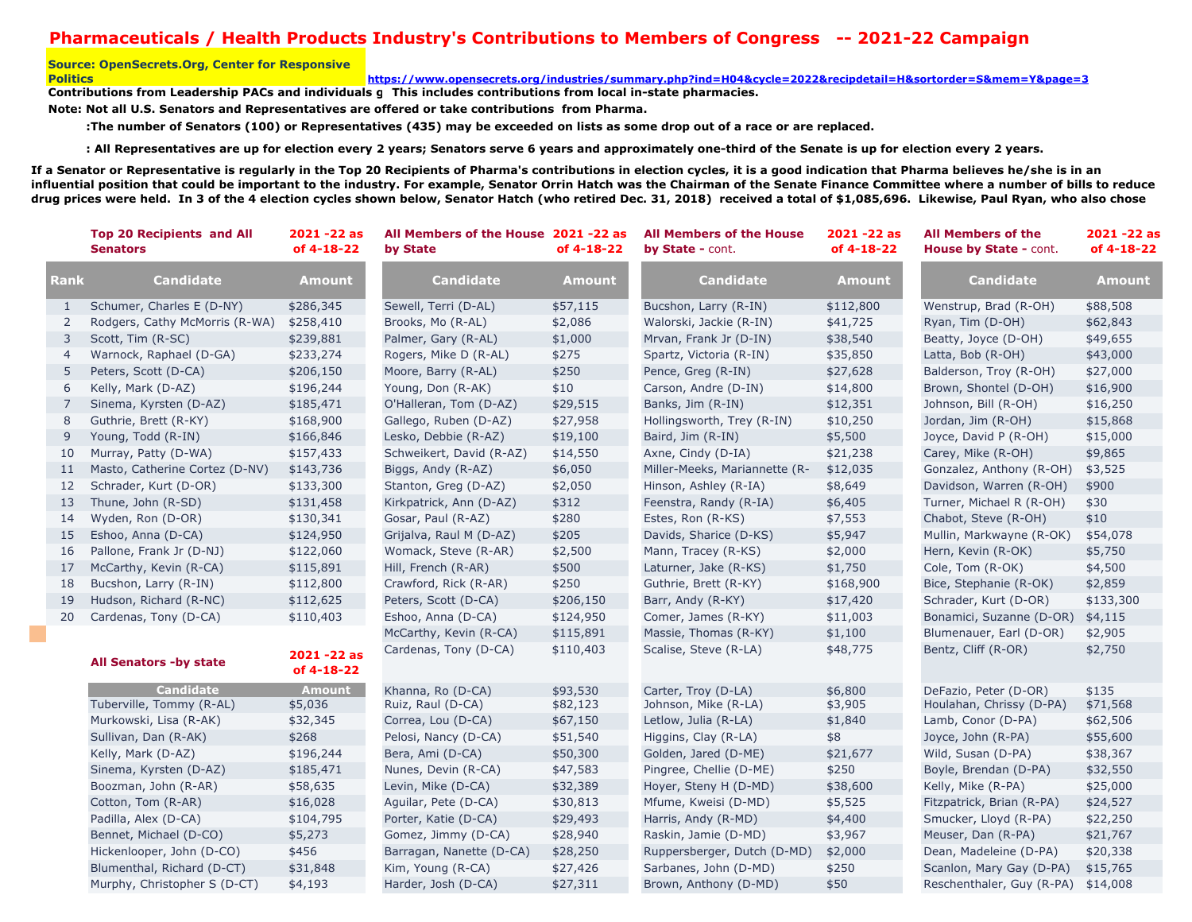# Pharmaceuticals / Health Products Industry's Contributions to Members of Congress -- 2021-22 Campaign

**Source: OpenSecrets.Org, Center for Responsive Politics** https://www.opensecrets.org/industries/summary.php?ind=H04&cycle=2022&recipdetail=H&sortorder=S&mem=Y&page=3

**Contributions from Leadership PACs and individuals g This includes contributions from local in-state pharmacies.**

**Note: Not all U.S. Senators and Representatives are offered or take contributions from Pharma.**

**:The number of Senators (100) or Representatives (435) may be exceeded on lists as some drop out of a race or are replaced.**

**: All Representatives are up for election every 2 years; Senators serve 6 years and approximately one-third of the Senate is up for election every 2 years.**

**If a Senator or Representative is regularly in the Top 20 Recipients of Pharma's contributions in election cycles, it is a good indication that Pharma believes he/she is in an influential position that could be important to the industry. For example, Senator Orrin Hatch was the Chairman of the Senate Finance Committee where a number of bills to reduce drug prices were held. In 3 of the 4 election cycles shown below, Senator Hatch (who retired Dec. 31, 2018) received a total of $1,085,696. Likewise, Paul Ryan, who also chose**

## Top 20 Recipients and All Senators (2021-22 as of 4-18-22)

| Rank | Candidate | Amount |
|---|---|---|
| 1 | Schumer, Charles E (D-NY) | $286,345 |
| 2 | Rodgers, Cathy McMorris (R-WA) | $258,410 |
| 3 | Scott, Tim (R-SC) | $239,881 |
| 4 | Warnock, Raphael (D-GA) | $233,274 |
| 5 | Peters, Scott (D-CA) | $206,150 |
| 6 | Kelly, Mark (D-AZ) | $196,244 |
| 7 | Sinema, Kyrsten (D-AZ) | $185,471 |
| 8 | Guthrie, Brett (R-KY) | $168,900 |
| 9 | Young, Todd (R-IN) | $166,846 |
| 10 | Murray, Patty (D-WA) | $157,433 |
| 11 | Masto, Catherine Cortez (D-NV) | $143,736 |
| 12 | Schrader, Kurt (D-OR) | $133,300 |
| 13 | Thune, John (R-SD) | $131,458 |
| 14 | Wyden, Ron (D-OR) | $130,341 |
| 15 | Eshoo, Anna (D-CA) | $124,950 |
| 16 | Pallone, Frank Jr (D-NJ) | $122,060 |
| 17 | McCarthy, Kevin (R-CA) | $115,891 |
| 18 | Bucshon, Larry (R-IN) | $112,800 |
| 19 | Hudson, Richard (R-NC) | $112,625 |
| 20 | Cardenas, Tony (D-CA) | $110,403 |

## All Senators -by state (2021-22 as of 4-18-22)

| Candidate | Amount |
|---|---|
| Tuberville, Tommy (R-AL) | $5,036 |
| Murkowski, Lisa (R-AK) | $32,345 |
| Sullivan, Dan (R-AK) | $268 |
| Kelly, Mark (D-AZ) | $196,244 |
| Sinema, Kyrsten (D-AZ) | $185,471 |
| Boozman, John (R-AR) | $58,635 |
| Cotton, Tom (R-AR) | $16,028 |
| Padilla, Alex (D-CA) | $104,795 |
| Bennet, Michael (D-CO) | $5,273 |
| Hickenlooper, John (D-CO) | $456 |
| Blumenthal, Richard (D-CT) | $31,848 |
| Murphy, Christopher S (D-CT) | $4,193 |

## All Members of the House by State (2021-22 as of 4-18-22)

| Candidate | Amount |
|---|---|
| Sewell, Terri (D-AL) | $57,115 |
| Brooks, Mo (R-AL) | $2,086 |
| Palmer, Gary (R-AL) | $1,000 |
| Rogers, Mike D (R-AL) | $275 |
| Moore, Barry (R-AL) | $250 |
| Young, Don (R-AK) | $10 |
| O'Halleran, Tom (D-AZ) | $29,515 |
| Gallego, Ruben (D-AZ) | $27,958 |
| Lesko, Debbie (R-AZ) | $19,100 |
| Schweikert, David (R-AZ) | $14,550 |
| Biggs, Andy (R-AZ) | $6,050 |
| Stanton, Greg (D-AZ) | $2,050 |
| Kirkpatrick, Ann (D-AZ) | $312 |
| Gosar, Paul (R-AZ) | $280 |
| Grijalva, Raul M (D-AZ) | $205 |
| Womack, Steve (R-AR) | $2,500 |
| Hill, French (R-AR) | $500 |
| Crawford, Rick (R-AR) | $250 |
| Peters, Scott (D-CA) | $206,150 |
| Eshoo, Anna (D-CA) | $124,950 |
| McCarthy, Kevin (R-CA) | $115,891 |
| Cardenas, Tony (D-CA) | $110,403 |
| Khanna, Ro (D-CA) | $93,530 |
| Ruiz, Raul (D-CA) | $82,123 |
| Correa, Lou (D-CA) | $67,150 |
| Pelosi, Nancy (D-CA) | $51,540 |
| Bera, Ami (D-CA) | $50,300 |
| Nunes, Devin (R-CA) | $47,583 |
| Levin, Mike (D-CA) | $32,389 |
| Aguilar, Pete (D-CA) | $30,813 |
| Porter, Katie (D-CA) | $29,493 |
| Gomez, Jimmy (D-CA) | $28,940 |
| Barragan, Nanette (D-CA) | $28,250 |
| Kim, Young (R-CA) | $27,426 |
| Harder, Josh (D-CA) | $27,311 |
| Bucshon, Larry (R-IN) | $112,800 |
| Walorski, Jackie (R-IN) | $41,725 |
| Mrvan, Frank Jr (D-IN) | $38,540 |
| Spartz, Victoria (R-IN) | $35,850 |
| Pence, Greg (R-IN) | $27,628 |
| Carson, Andre (D-IN) | $14,800 |
| Banks, Jim (R-IN) | $12,351 |
| Hollingsworth, Trey (R-IN) | $10,250 |
| Baird, Jim (R-IN) | $5,500 |
| Axne, Cindy (D-IA) | $21,238 |
| Miller-Meeks, Mariannette (R- | $12,035 |
| Hinson, Ashley (R-IA) | $8,649 |
| Feenstra, Randy (R-IA) | $6,405 |
| Estes, Ron (R-KS) | $7,553 |
| Davids, Sharice (D-KS) | $5,947 |
| Mann, Tracey (R-KS) | $2,000 |
| Laturner, Jake (R-KS) | $1,750 |
| Guthrie, Brett (R-KY) | $168,900 |
| Barr, Andy (R-KY) | $17,420 |
| Comer, James (R-KY) | $11,003 |
| Massie, Thomas (R-KY) | $1,100 |
| Scalise, Steve (R-LA) | $48,775 |
| Carter, Troy (D-LA) | $6,800 |
| Johnson, Mike (R-LA) | $3,905 |
| Letlow, Julia (R-LA) | $1,840 |
| Higgins, Clay (R-LA) | $8 |
| Golden, Jared (D-ME) | $21,677 |
| Pingree, Chellie (D-ME) | $250 |
| Hoyer, Steny H (D-MD) | $38,600 |
| Mfume, Kweisi (D-MD) | $5,525 |
| Harris, Andy (R-MD) | $4,400 |
| Raskin, Jamie (D-MD) | $3,967 |
| Ruppersberger, Dutch (D-MD) | $2,000 |
| Sarbanes, John (D-MD) | $250 |
| Brown, Anthony (D-MD) | $50 |
| Wenstrup, Brad (R-OH) | $88,508 |
| Ryan, Tim (D-OH) | $62,843 |
| Beatty, Joyce (D-OH) | $49,655 |
| Latta, Bob (R-OH) | $43,000 |
| Balderson, Troy (R-OH) | $27,000 |
| Brown, Shontel (D-OH) | $16,900 |
| Johnson, Bill (R-OH) | $16,250 |
| Jordan, Jim (R-OH) | $15,868 |
| Joyce, David P (R-OH) | $15,000 |
| Carey, Mike (R-OH) | $9,865 |
| Gonzalez, Anthony (R-OH) | $3,525 |
| Davidson, Warren (R-OH) | $900 |
| Turner, Michael R (R-OH) | $30 |
| Chabot, Steve (R-OH) | $10 |
| Mullin, Markwayne (R-OK) | $54,078 |
| Hern, Kevin (R-OK) | $5,750 |
| Cole, Tom (R-OK) | $4,500 |
| Bice, Stephanie (R-OK) | $2,859 |
| Schrader, Kurt (D-OR) | $133,300 |
| Bonamici, Suzanne (D-OR) | $4,115 |
| Blumenauer, Earl (D-OR) | $2,905 |
| Bentz, Cliff (R-OR) | $2,750 |
| DeFazio, Peter (D-OR) | $135 |
| Houlahan, Chrissy (D-PA) | $71,568 |
| Lamb, Conor (D-PA) | $62,506 |
| Joyce, John (R-PA) | $55,600 |
| Wild, Susan (D-PA) | $38,367 |
| Boyle, Brendan (D-PA) | $32,550 |
| Kelly, Mike (R-PA) | $25,000 |
| Fitzpatrick, Brian (R-PA) | $24,527 |
| Smucker, Lloyd (R-PA) | $22,250 |
| Meuser, Dan (R-PA) | $21,767 |
| Dean, Madeleine (D-PA) | $20,338 |
| Scanlon, Mary Gay (D-PA) | $15,765 |
| Reschenthaler, Guy (R-PA) | $14,008 |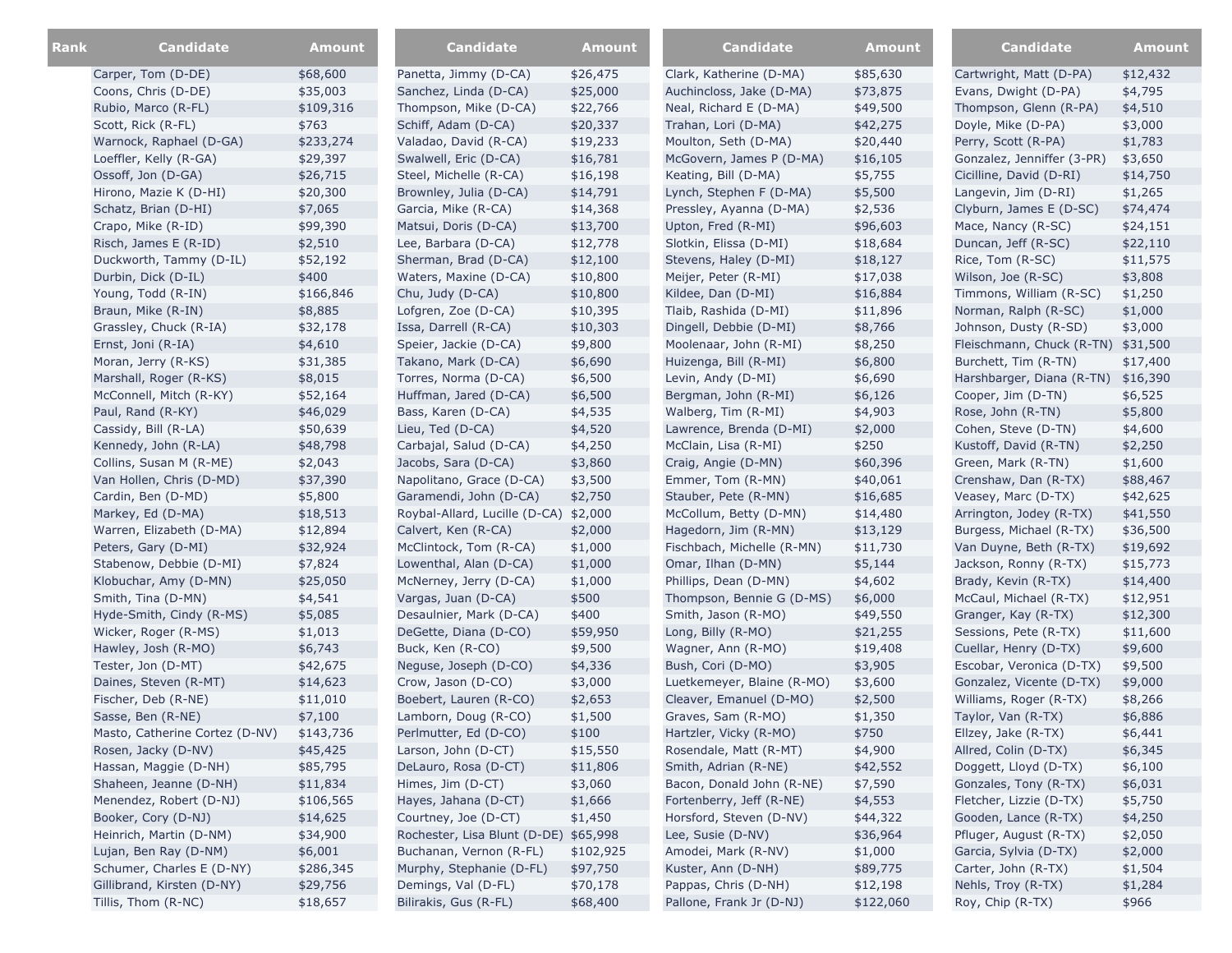| Rank | Candidate | Amount | Candidate | Amount | Candidate | Amount | Candidate | Amount |
|---|---|---|---|---|---|---|---|---|
| | Carper, Tom (D-DE) | $68,600 | Panetta, Jimmy (D-CA) | $26,475 | Clark, Katherine (D-MA) | $85,630 | Cartwright, Matt (D-PA) | $12,432 |
| | Coons, Chris (D-DE) | $35,003 | Sanchez, Linda (D-CA) | $25,000 | Auchincloss, Jake (D-MA) | $73,875 | Evans, Dwight (D-PA) | $4,795 |
| | Rubio, Marco (R-FL) | $109,316 | Thompson, Mike (D-CA) | $22,766 | Neal, Richard E (D-MA) | $49,500 | Thompson, Glenn (R-PA) | $4,510 |
| | Scott, Rick (R-FL) | $763 | Schiff, Adam (D-CA) | $20,337 | Trahan, Lori (D-MA) | $42,275 | Doyle, Mike (D-PA) | $3,000 |
| | Warnock, Raphael (D-GA) | $233,274 | Valadao, David (R-CA) | $19,233 | Moulton, Seth (D-MA) | $20,440 | Perry, Scott (R-PA) | $1,783 |
| | Loeffler, Kelly (R-GA) | $29,397 | Swalwell, Eric (D-CA) | $16,781 | McGovern, James P (D-MA) | $16,105 | Gonzalez, Jenniffer (3-PR) | $3,650 |
| | Ossoff, Jon (D-GA) | $26,715 | Steel, Michelle (R-CA) | $16,198 | Keating, Bill (D-MA) | $5,755 | Cicilline, David (D-RI) | $14,750 |
| | Hirono, Mazie K (D-HI) | $20,300 | Brownley, Julia (D-CA) | $14,791 | Lynch, Stephen F (D-MA) | $5,500 | Langevin, Jim (D-RI) | $1,265 |
| | Schatz, Brian (D-HI) | $7,065 | Garcia, Mike (R-CA) | $14,368 | Pressley, Ayanna (D-MA) | $2,536 | Clyburn, James E (D-SC) | $74,474 |
| | Crapo, Mike (R-ID) | $99,390 | Matsui, Doris (D-CA) | $13,700 | Upton, Fred (R-MI) | $96,603 | Mace, Nancy (R-SC) | $24,151 |
| | Risch, James E (R-ID) | $2,510 | Lee, Barbara (D-CA) | $12,778 | Slotkin, Elissa (D-MI) | $18,684 | Duncan, Jeff (R-SC) | $22,110 |
| | Duckworth, Tammy (D-IL) | $52,192 | Sherman, Brad (D-CA) | $12,100 | Stevens, Haley (D-MI) | $18,127 | Rice, Tom (R-SC) | $11,575 |
| | Durbin, Dick (D-IL) | $400 | Waters, Maxine (D-CA) | $10,800 | Meijer, Peter (R-MI) | $17,038 | Wilson, Joe (R-SC) | $3,808 |
| | Young, Todd (R-IN) | $166,846 | Chu, Judy (D-CA) | $10,800 | Kildee, Dan (D-MI) | $16,884 | Timmons, William (R-SC) | $1,250 |
| | Braun, Mike (R-IN) | $8,885 | Lofgren, Zoe (D-CA) | $10,395 | Tlaib, Rashida (D-MI) | $11,896 | Norman, Ralph (R-SC) | $1,000 |
| | Grassley, Chuck (R-IA) | $32,178 | Issa, Darrell (R-CA) | $10,303 | Dingell, Debbie (D-MI) | $8,766 | Johnson, Dusty (R-SD) | $3,000 |
| | Ernst, Joni (R-IA) | $4,610 | Speier, Jackie (D-CA) | $9,800 | Moolenaar, John (R-MI) | $8,250 | Fleischmann, Chuck (R-TN) | $31,500 |
| | Moran, Jerry (R-KS) | $31,385 | Takano, Mark (D-CA) | $6,690 | Huizenga, Bill (R-MI) | $6,800 | Burchett, Tim (R-TN) | $17,400 |
| | Marshall, Roger (R-KS) | $8,015 | Torres, Norma (D-CA) | $6,500 | Levin, Andy (D-MI) | $6,690 | Harshbarger, Diana (R-TN) | $16,390 |
| | McConnell, Mitch (R-KY) | $52,164 | Huffman, Jared (D-CA) | $6,500 | Bergman, John (R-MI) | $6,126 | Cooper, Jim (D-TN) | $6,525 |
| | Paul, Rand (R-KY) | $46,029 | Bass, Karen (D-CA) | $4,535 | Walberg, Tim (R-MI) | $4,903 | Rose, John (R-TN) | $5,800 |
| | Cassidy, Bill (R-LA) | $50,639 | Lieu, Ted (D-CA) | $4,520 | Lawrence, Brenda (D-MI) | $2,000 | Cohen, Steve (D-TN) | $4,600 |
| | Kennedy, John (R-LA) | $48,798 | Carbajal, Salud (D-CA) | $4,250 | McClain, Lisa (R-MI) | $250 | Kustoff, David (R-TN) | $2,250 |
| | Collins, Susan M (R-ME) | $2,043 | Jacobs, Sara (D-CA) | $3,860 | Craig, Angie (D-MN) | $60,396 | Green, Mark (R-TN) | $1,600 |
| | Van Hollen, Chris (D-MD) | $37,390 | Napolitano, Grace (D-CA) | $3,500 | Emmer, Tom (R-MN) | $40,061 | Crenshaw, Dan (R-TX) | $88,467 |
| | Cardin, Ben (D-MD) | $5,800 | Garamendi, John (D-CA) | $2,750 | Stauber, Pete (R-MN) | $16,685 | Veasey, Marc (D-TX) | $42,625 |
| | Markey, Ed (D-MA) | $18,513 | Roybal-Allard, Lucille (D-CA) | $2,000 | McCollum, Betty (D-MN) | $14,480 | Arrington, Jodey (R-TX) | $41,550 |
| | Warren, Elizabeth (D-MA) | $12,894 | Calvert, Ken (R-CA) | $2,000 | Hagedorn, Jim (R-MN) | $13,129 | Burgess, Michael (R-TX) | $36,500 |
| | Peters, Gary (D-MI) | $32,924 | McClintock, Tom (R-CA) | $1,000 | Fischbach, Michelle (R-MN) | $11,730 | Van Duyne, Beth (R-TX) | $19,692 |
| | Stabenow, Debbie (D-MI) | $7,824 | Lowenthal, Alan (D-CA) | $1,000 | Omar, Ilhan (D-MN) | $5,144 | Jackson, Ronny (R-TX) | $15,773 |
| | Klobuchar, Amy (D-MN) | $25,050 | McNerney, Jerry (D-CA) | $1,000 | Phillips, Dean (D-MN) | $4,602 | Brady, Kevin (R-TX) | $14,400 |
| | Smith, Tina (D-MN) | $4,541 | Vargas, Juan (D-CA) | $500 | Thompson, Bennie G (D-MS) | $6,000 | McCaul, Michael (R-TX) | $12,951 |
| | Hyde-Smith, Cindy (R-MS) | $5,085 | Desaulnier, Mark (D-CA) | $400 | Smith, Jason (R-MO) | $49,550 | Granger, Kay (R-TX) | $12,300 |
| | Wicker, Roger (R-MS) | $1,013 | DeGette, Diana (D-CO) | $59,950 | Long, Billy (R-MO) | $21,255 | Sessions, Pete (R-TX) | $11,600 |
| | Hawley, Josh (R-MO) | $6,743 | Buck, Ken (R-CO) | $9,500 | Wagner, Ann (R-MO) | $19,408 | Cuellar, Henry (D-TX) | $9,600 |
| | Tester, Jon (D-MT) | $42,675 | Neguse, Joseph (D-CO) | $4,336 | Bush, Cori (D-MO) | $3,905 | Escobar, Veronica (D-TX) | $9,500 |
| | Daines, Steven (R-MT) | $14,623 | Crow, Jason (D-CO) | $3,000 | Luetkemeyer, Blaine (R-MO) | $3,600 | Gonzalez, Vicente (D-TX) | $9,000 |
| | Fischer, Deb (R-NE) | $11,010 | Boebert, Lauren (R-CO) | $2,653 | Cleaver, Emanuel (D-MO) | $2,500 | Williams, Roger (R-TX) | $8,266 |
| | Sasse, Ben (R-NE) | $7,100 | Lamborn, Doug (R-CO) | $1,500 | Graves, Sam (R-MO) | $1,350 | Taylor, Van (R-TX) | $6,886 |
| | Masto, Catherine Cortez (D-NV) | $143,736 | Perlmutter, Ed (D-CO) | $100 | Hartzler, Vicky (R-MO) | $750 | Ellzey, Jake (R-TX) | $6,441 |
| | Rosen, Jacky (D-NV) | $45,425 | Larson, John (D-CT) | $15,550 | Rosendale, Matt (R-MT) | $4,900 | Allred, Colin (D-TX) | $6,345 |
| | Hassan, Maggie (D-NH) | $85,795 | DeLauro, Rosa (D-CT) | $11,806 | Smith, Adrian (R-NE) | $42,552 | Doggett, Lloyd (D-TX) | $6,100 |
| | Shaheen, Jeanne (D-NH) | $11,834 | Himes, Jim (D-CT) | $3,060 | Bacon, Donald John (R-NE) | $7,590 | Gonzales, Tony (R-TX) | $6,031 |
| | Menendez, Robert (D-NJ) | $106,565 | Hayes, Jahana (D-CT) | $1,666 | Fortenberry, Jeff (R-NE) | $4,553 | Fletcher, Lizzie (D-TX) | $5,750 |
| | Booker, Cory (D-NJ) | $14,625 | Courtney, Joe (D-CT) | $1,450 | Horsford, Steven (D-NV) | $44,322 | Gooden, Lance (R-TX) | $4,250 |
| | Heinrich, Martin (D-NM) | $34,900 | Rochester, Lisa Blunt (D-DE) | $65,998 | Lee, Susie (D-NV) | $36,964 | Pfluger, August (R-TX) | $2,050 |
| | Lujan, Ben Ray (D-NM) | $6,001 | Buchanan, Vernon (R-FL) | $102,925 | Amodei, Mark (R-NV) | $1,000 | Garcia, Sylvia (D-TX) | $2,000 |
| | Schumer, Charles E (D-NY) | $286,345 | Murphy, Stephanie (D-FL) | $97,750 | Kuster, Ann (D-NH) | $89,775 | Carter, John (R-TX) | $1,504 |
| | Gillibrand, Kirsten (D-NY) | $29,756 | Demings, Val (D-FL) | $70,178 | Pappas, Chris (D-NH) | $12,198 | Nehls, Troy (R-TX) | $1,284 |
| | Tillis, Thom (R-NC) | $18,657 | Bilirakis, Gus (R-FL) | $68,400 | Pallone, Frank Jr (D-NJ) | $122,060 | Roy, Chip (R-TX) | $966 |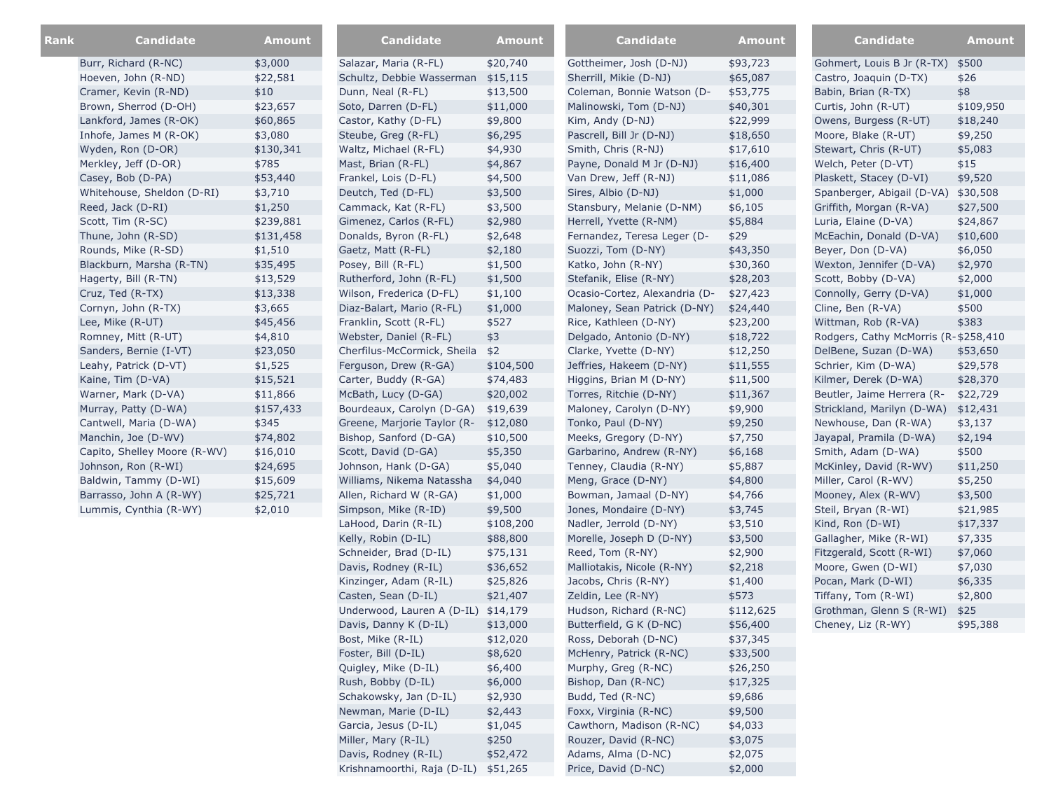| Rank | Candidate | Amount |
|---|---|---|
| | Burr, Richard (R-NC) | $3,000 |
| | Hoeven, John (R-ND) | $22,581 |
| | Cramer, Kevin (R-ND) | $10 |
| | Brown, Sherrod (D-OH) | $23,657 |
| | Lankford, James (R-OK) | $60,865 |
| | Inhofe, James M (R-OK) | $3,080 |
| | Wyden, Ron (D-OR) | $130,341 |
| | Merkley, Jeff (D-OR) | $785 |
| | Casey, Bob (D-PA) | $53,440 |
| | Whitehouse, Sheldon (D-RI) | $3,710 |
| | Reed, Jack (D-RI) | $1,250 |
| | Scott, Tim (R-SC) | $239,881 |
| | Thune, John (R-SD) | $131,458 |
| | Rounds, Mike (R-SD) | $1,510 |
| | Blackburn, Marsha (R-TN) | $35,495 |
| | Hagerty, Bill (R-TN) | $13,529 |
| | Cruz, Ted (R-TX) | $13,338 |
| | Cornyn, John (R-TX) | $3,665 |
| | Lee, Mike (R-UT) | $45,456 |
| | Romney, Mitt (R-UT) | $4,810 |
| | Sanders, Bernie (I-VT) | $23,050 |
| | Leahy, Patrick (D-VT) | $1,525 |
| | Kaine, Tim (D-VA) | $15,521 |
| | Warner, Mark (D-VA) | $11,866 |
| | Murray, Patty (D-WA) | $157,433 |
| | Cantwell, Maria (D-WA) | $345 |
| | Manchin, Joe (D-WV) | $74,802 |
| | Capito, Shelley Moore (R-WV) | $16,010 |
| | Johnson, Ron (R-WI) | $24,695 |
| | Baldwin, Tammy (D-WI) | $15,609 |
| | Barrasso, John A (R-WY) | $25,721 |
| | Lummis, Cynthia (R-WY) | $2,010 |

| Candidate | Amount |
|---|---|
| Salazar, Maria (R-FL) | $20,740 |
| Schultz, Debbie Wasserman | $15,115 |
| Dunn, Neal (R-FL) | $13,500 |
| Soto, Darren (D-FL) | $11,000 |
| Castor, Kathy (D-FL) | $9,800 |
| Steube, Greg (R-FL) | $6,295 |
| Waltz, Michael (R-FL) | $4,930 |
| Mast, Brian (R-FL) | $4,867 |
| Frankel, Lois (D-FL) | $4,500 |
| Deutch, Ted (D-FL) | $3,500 |
| Cammack, Kat (R-FL) | $3,500 |
| Gimenez, Carlos (R-FL) | $2,980 |
| Donalds, Byron (R-FL) | $2,648 |
| Gaetz, Matt (R-FL) | $2,180 |
| Posey, Bill (R-FL) | $1,500 |
| Rutherford, John (R-FL) | $1,500 |
| Wilson, Frederica (D-FL) | $1,100 |
| Diaz-Balart, Mario (R-FL) | $1,000 |
| Franklin, Scott (R-FL) | $527 |
| Webster, Daniel (R-FL) | $3 |
| Cherfilus-McCormick, Sheila | $2 |
| Ferguson, Drew (R-GA) | $104,500 |
| Carter, Buddy (R-GA) | $74,483 |
| McBath, Lucy (D-GA) | $20,002 |
| Bourdeaux, Carolyn (D-GA) | $19,639 |
| Greene, Marjorie Taylor (R- | $12,080 |
| Bishop, Sanford (D-GA) | $10,500 |
| Scott, David (D-GA) | $5,350 |
| Johnson, Hank (D-GA) | $5,040 |
| Williams, Nikema Natassha | $4,040 |
| Allen, Richard W (R-GA) | $1,000 |
| Simpson, Mike (R-ID) | $9,500 |
| LaHood, Darin (R-IL) | $108,200 |
| Kelly, Robin (D-IL) | $88,800 |
| Schneider, Brad (D-IL) | $75,131 |
| Davis, Rodney (R-IL) | $36,652 |
| Kinzinger, Adam (R-IL) | $25,826 |
| Casten, Sean (D-IL) | $21,407 |
| Underwood, Lauren A (D-IL) | $14,179 |
| Davis, Danny K (D-IL) | $13,000 |
| Bost, Mike (R-IL) | $12,020 |
| Foster, Bill (D-IL) | $8,620 |
| Quigley, Mike (D-IL) | $6,400 |
| Rush, Bobby (D-IL) | $6,000 |
| Schakowsky, Jan (D-IL) | $2,930 |
| Newman, Marie (D-IL) | $2,443 |
| Garcia, Jesus (D-IL) | $1,045 |
| Miller, Mary (R-IL) | $250 |
| Davis, Rodney (R-IL) | $52,472 |
| Krishnamoorthi, Raja (D-IL) | $51,265 |

| Candidate | Amount |
|---|---|
| Gottheimer, Josh (D-NJ) | $93,723 |
| Sherrill, Mikie (D-NJ) | $65,087 |
| Coleman, Bonnie Watson (D- | $53,775 |
| Malinowski, Tom (D-NJ) | $40,301 |
| Kim, Andy (D-NJ) | $22,999 |
| Pascrell, Bill Jr (D-NJ) | $18,650 |
| Smith, Chris (R-NJ) | $17,610 |
| Payne, Donald M Jr (D-NJ) | $16,400 |
| Van Drew, Jeff (R-NJ) | $11,086 |
| Sires, Albio (D-NJ) | $1,000 |
| Stansbury, Melanie (D-NM) | $6,105 |
| Herrell, Yvette (R-NM) | $5,884 |
| Fernandez, Teresa Leger (D- | $29 |
| Suozzi, Tom (D-NY) | $43,350 |
| Katko, John (R-NY) | $30,360 |
| Stefanik, Elise (R-NY) | $28,203 |
| Ocasio-Cortez, Alexandria (D- | $27,423 |
| Maloney, Sean Patrick (D-NY) | $24,440 |
| Rice, Kathleen (D-NY) | $23,200 |
| Delgado, Antonio (D-NY) | $18,722 |
| Clarke, Yvette (D-NY) | $12,250 |
| Jeffries, Hakeem (D-NY) | $11,555 |
| Higgins, Brian M (D-NY) | $11,500 |
| Torres, Ritchie (D-NY) | $11,367 |
| Maloney, Carolyn (D-NY) | $9,900 |
| Tonko, Paul (D-NY) | $9,250 |
| Meeks, Gregory (D-NY) | $7,750 |
| Garbarino, Andrew (R-NY) | $6,168 |
| Tenney, Claudia (R-NY) | $5,887 |
| Meng, Grace (D-NY) | $4,800 |
| Bowman, Jamaal (D-NY) | $4,766 |
| Jones, Mondaire (D-NY) | $3,745 |
| Nadler, Jerrold (D-NY) | $3,510 |
| Morelle, Joseph D (D-NY) | $3,500 |
| Reed, Tom (R-NY) | $2,900 |
| Malliotakis, Nicole (R-NY) | $2,218 |
| Jacobs, Chris (R-NY) | $1,400 |
| Zeldin, Lee (R-NY) | $573 |
| Hudson, Richard (R-NC) | $112,625 |
| Butterfield, G K (D-NC) | $56,400 |
| Ross, Deborah (D-NC) | $37,345 |
| McHenry, Patrick (R-NC) | $33,500 |
| Murphy, Greg (R-NC) | $26,250 |
| Bishop, Dan (R-NC) | $17,325 |
| Budd, Ted (R-NC) | $9,686 |
| Foxx, Virginia (R-NC) | $9,500 |
| Cawthorn, Madison (R-NC) | $4,033 |
| Rouzer, David (R-NC) | $3,075 |
| Adams, Alma (D-NC) | $2,075 |
| Price, David (D-NC) | $2,000 |

| Candidate | Amount |
|---|---|
| Gohmert, Louis B Jr (R-TX) | $500 |
| Castro, Joaquin (D-TX) | $26 |
| Babin, Brian (R-TX) | $8 |
| Curtis, John (R-UT) | $109,950 |
| Owens, Burgess (R-UT) | $18,240 |
| Moore, Blake (R-UT) | $9,250 |
| Stewart, Chris (R-UT) | $5,083 |
| Welch, Peter (D-VT) | $15 |
| Plaskett, Stacey (D-VI) | $9,520 |
| Spanberger, Abigail (D-VA) | $30,508 |
| Griffith, Morgan (R-VA) | $27,500 |
| Luria, Elaine (D-VA) | $24,867 |
| McEachin, Donald (D-VA) | $10,600 |
| Beyer, Don (D-VA) | $6,050 |
| Wexton, Jennifer (D-VA) | $2,970 |
| Scott, Bobby (D-VA) | $2,000 |
| Connolly, Gerry (D-VA) | $1,000 |
| Cline, Ben (R-VA) | $500 |
| Wittman, Rob (R-VA) | $383 |
| Rodgers, Cathy McMorris (R- | $258,410 |
| DelBene, Suzan (D-WA) | $53,650 |
| Schrier, Kim (D-WA) | $29,578 |
| Kilmer, Derek (D-WA) | $28,370 |
| Beutler, Jaime Herrera (R- | $22,729 |
| Strickland, Marilyn (D-WA) | $12,431 |
| Newhouse, Dan (R-WA) | $3,137 |
| Jayapal, Pramila (D-WA) | $2,194 |
| Smith, Adam (D-WA) | $500 |
| McKinley, David (R-WV) | $11,250 |
| Miller, Carol (R-WV) | $5,250 |
| Mooney, Alex (R-WV) | $3,500 |
| Steil, Bryan (R-WI) | $21,985 |
| Kind, Ron (D-WI) | $17,337 |
| Gallagher, Mike (R-WI) | $7,335 |
| Fitzgerald, Scott (R-WI) | $7,060 |
| Moore, Gwen (D-WI) | $7,030 |
| Pocan, Mark (D-WI) | $6,335 |
| Tiffany, Tom (R-WI) | $2,800 |
| Grothman, Glenn S (R-WI) | $25 |
| Cheney, Liz (R-WY) | $95,388 |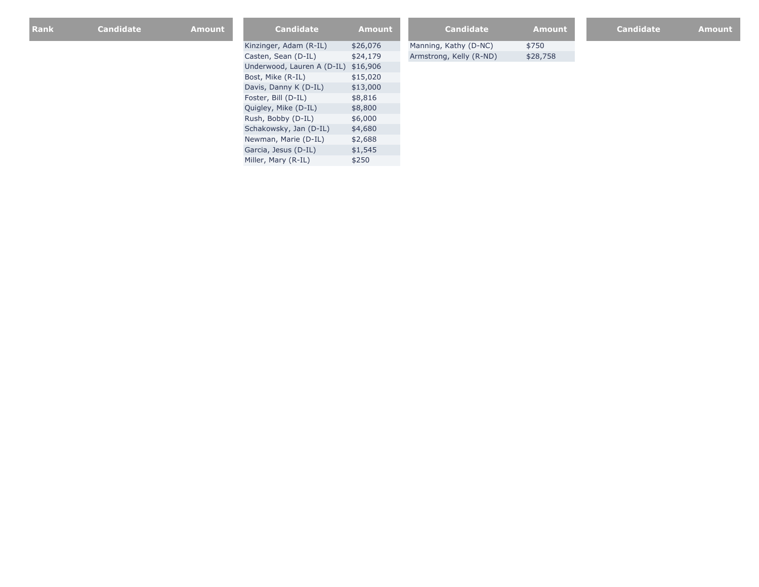| Rank | Candidate | Amount |
|---|---|---|

| Candidate | Amount |
|---|---|
| Kinzinger, Adam (R-IL) | $26,076 |
| Casten, Sean (D-IL) | $24,179 |
| Underwood, Lauren A (D-IL) | $16,906 |
| Bost, Mike (R-IL) | $15,020 |
| Davis, Danny K (D-IL) | $13,000 |
| Foster, Bill (D-IL) | $8,816 |
| Quigley, Mike (D-IL) | $8,800 |
| Rush, Bobby (D-IL) | $6,000 |
| Schakowsky, Jan (D-IL) | $4,680 |
| Newman, Marie (D-IL) | $2,688 |
| Garcia, Jesus (D-IL) | $1,545 |
| Miller, Mary (R-IL) | $250 |

| Candidate | Amount |
|---|---|
| Manning, Kathy (D-NC) | $750 |
| Armstrong, Kelly (R-ND) | $28,758 |

| Candidate | Amount |
|---|---|